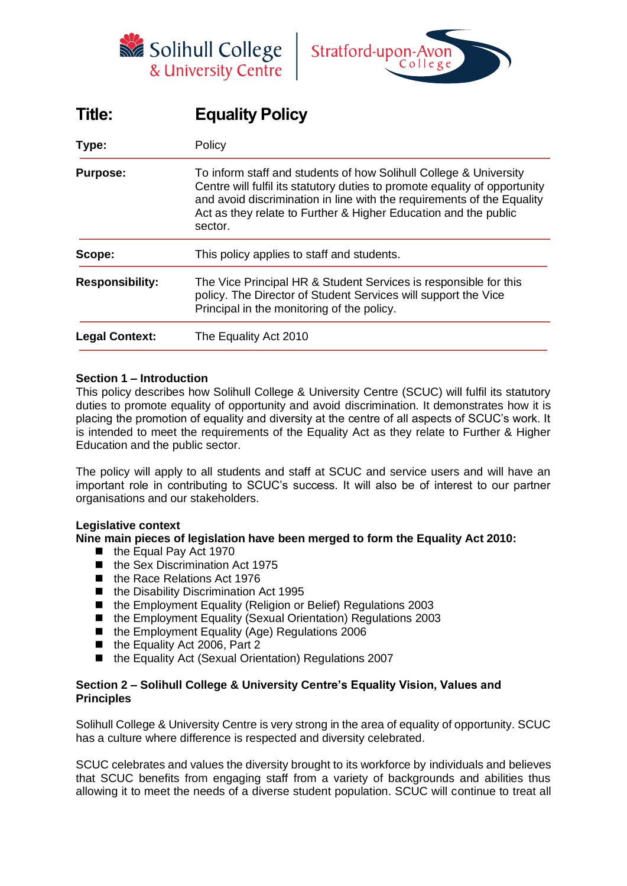| **Title:** | **Equality Policy** |
|---|---|
| **Type:** | Policy |
| **Purpose:** | To inform staff and students of how Solihull College & University Centre will fulfil its statutory duties to promote equality of opportunity and avoid discrimination in line with the requirements of the Equality Act as they relate to Further & Higher Education and the public sector. |
| **Scope:** | This policy applies to staff and students. |
| **Responsibility:** | The Vice Principal HR & Student Services is responsible for this policy. The Director of Student Services will support the Vice Principal in the monitoring of the policy. |
| **Legal Context:** | The Equality Act 2010 |

## Section 1 – Introduction

This policy describes how Solihull College & University Centre (SCUC) will fulfil its statutory duties to promote equality of opportunity and avoid discrimination. It demonstrates how it is placing the promotion of equality and diversity at the centre of all aspects of SCUC's work. It is intended to meet the requirements of the Equality Act as they relate to Further & Higher Education and the public sector.

The policy will apply to all students and staff at SCUC and service users and will have an important role in contributing to SCUC's success. It will also be of interest to our partner organisations and our stakeholders.

### Legislative context

**Nine main pieces of legislation have been merged to form the Equality Act 2010:**

- the Equal Pay Act 1970
- the Sex Discrimination Act 1975
- the Race Relations Act 1976
- the Disability Discrimination Act 1995
- the Employment Equality (Religion or Belief) Regulations 2003
- the Employment Equality (Sexual Orientation) Regulations 2003
- the Employment Equality (Age) Regulations 2006
- the Equality Act 2006, Part 2
- the Equality Act (Sexual Orientation) Regulations 2007

## Section 2 – Solihull College & University Centre's Equality Vision, Values and Principles

Solihull College & University Centre is very strong in the area of equality of opportunity. SCUC has a culture where difference is respected and diversity celebrated.

SCUC celebrates and values the diversity brought to its workforce by individuals and believes that SCUC benefits from engaging staff from a variety of backgrounds and abilities thus allowing it to meet the needs of a diverse student population. SCUC will continue to treat all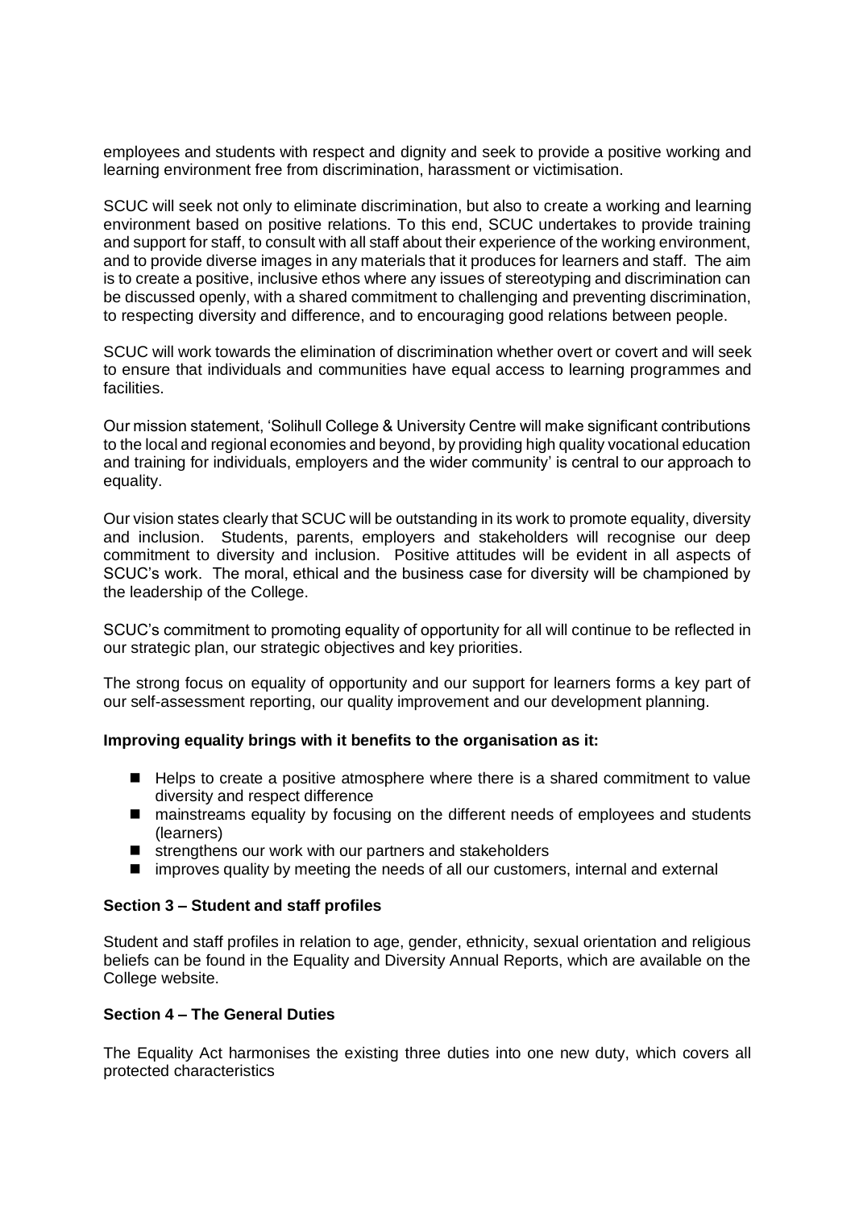employees and students with respect and dignity and seek to provide a positive working and learning environment free from discrimination, harassment or victimisation.

SCUC will seek not only to eliminate discrimination, but also to create a working and learning environment based on positive relations. To this end, SCUC undertakes to provide training and support for staff, to consult with all staff about their experience of the working environment, and to provide diverse images in any materials that it produces for learners and staff. The aim is to create a positive, inclusive ethos where any issues of stereotyping and discrimination can be discussed openly, with a shared commitment to challenging and preventing discrimination, to respecting diversity and difference, and to encouraging good relations between people.

SCUC will work towards the elimination of discrimination whether overt or covert and will seek to ensure that individuals and communities have equal access to learning programmes and facilities.

Our mission statement, 'Solihull College & University Centre will make significant contributions to the local and regional economies and beyond, by providing high quality vocational education and training for individuals, employers and the wider community' is central to our approach to equality.

Our vision states clearly that SCUC will be outstanding in its work to promote equality, diversity and inclusion. Students, parents, employers and stakeholders will recognise our deep commitment to diversity and inclusion. Positive attitudes will be evident in all aspects of SCUC's work. The moral, ethical and the business case for diversity will be championed by the leadership of the College.

SCUC's commitment to promoting equality of opportunity for all will continue to be reflected in our strategic plan, our strategic objectives and key priorities.

The strong focus on equality of opportunity and our support for learners forms a key part of our self-assessment reporting, our quality improvement and our development planning.

**Improving equality brings with it benefits to the organisation as it:**

- Helps to create a positive atmosphere where there is a shared commitment to value diversity and respect difference
- mainstreams equality by focusing on the different needs of employees and students (learners)
- strengthens our work with our partners and stakeholders
- improves quality by meeting the needs of all our customers, internal and external

**Section 3 – Student and staff profiles**

Student and staff profiles in relation to age, gender, ethnicity, sexual orientation and religious beliefs can be found in the Equality and Diversity Annual Reports, which are available on the College website.

**Section 4 – The General Duties**

The Equality Act harmonises the existing three duties into one new duty, which covers all protected characteristics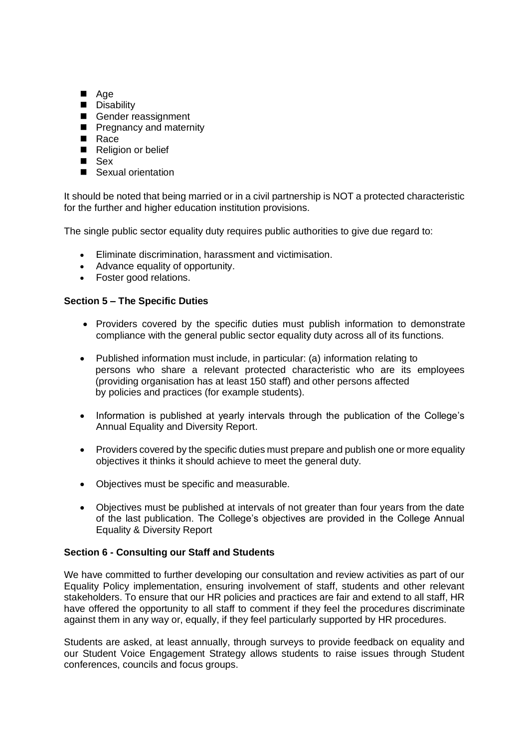- Age
- Disability
- Gender reassignment
- Pregnancy and maternity
- Race
- Religion or belief
- Sex
- Sexual orientation

It should be noted that being married or in a civil partnership is NOT a protected characteristic for the further and higher education institution provisions.

The single public sector equality duty requires public authorities to give due regard to:

- Eliminate discrimination, harassment and victimisation.
- Advance equality of opportunity.
- Foster good relations.

**Section 5 – The Specific Duties**

- Providers covered by the specific duties must publish information to demonstrate compliance with the general public sector equality duty across all of its functions.
- Published information must include, in particular: (a) information relating to persons who share a relevant protected characteristic who are its employees (providing organisation has at least 150 staff) and other persons affected by policies and practices (for example students).
- Information is published at yearly intervals through the publication of the College's Annual Equality and Diversity Report.
- Providers covered by the specific duties must prepare and publish one or more equality objectives it thinks it should achieve to meet the general duty.
- Objectives must be specific and measurable.
- Objectives must be published at intervals of not greater than four years from the date of the last publication. The College's objectives are provided in the College Annual Equality & Diversity Report

**Section 6 - Consulting our Staff and Students**

We have committed to further developing our consultation and review activities as part of our Equality Policy implementation, ensuring involvement of staff, students and other relevant stakeholders. To ensure that our HR policies and practices are fair and extend to all staff, HR have offered the opportunity to all staff to comment if they feel the procedures discriminate against them in any way or, equally, if they feel particularly supported by HR procedures.

Students are asked, at least annually, through surveys to provide feedback on equality and our Student Voice Engagement Strategy allows students to raise issues through Student conferences, councils and focus groups.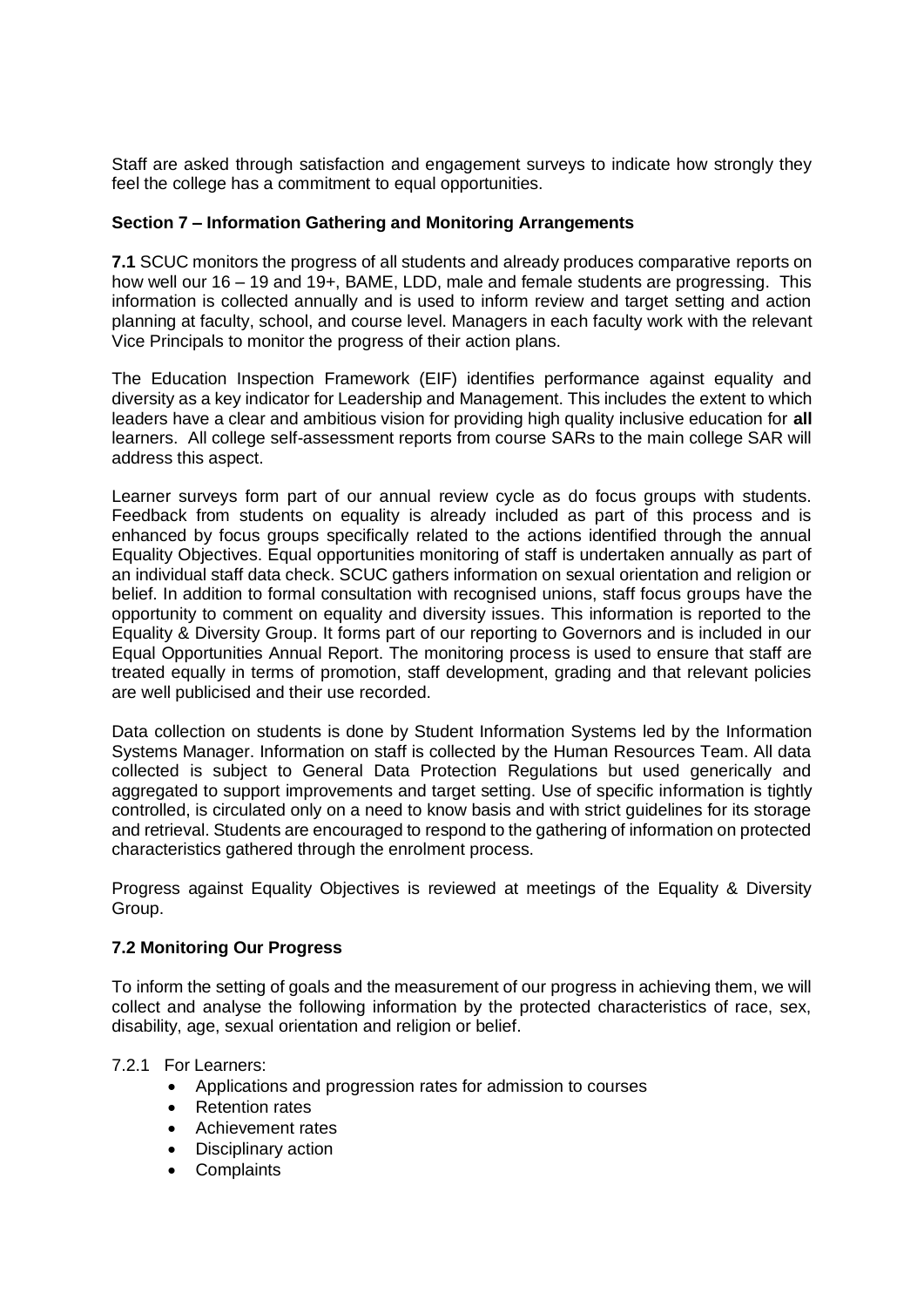Staff are asked through satisfaction and engagement surveys to indicate how strongly they feel the college has a commitment to equal opportunities.

## Section 7 – Information Gathering and Monitoring Arrangements

**7.1** SCUC monitors the progress of all students and already produces comparative reports on how well our 16 – 19 and 19+, BAME, LDD, male and female students are progressing. This information is collected annually and is used to inform review and target setting and action planning at faculty, school, and course level. Managers in each faculty work with the relevant Vice Principals to monitor the progress of their action plans.

The Education Inspection Framework (EIF) identifies performance against equality and diversity as a key indicator for Leadership and Management. This includes the extent to which leaders have a clear and ambitious vision for providing high quality inclusive education for **all** learners. All college self-assessment reports from course SARs to the main college SAR will address this aspect.

Learner surveys form part of our annual review cycle as do focus groups with students. Feedback from students on equality is already included as part of this process and is enhanced by focus groups specifically related to the actions identified through the annual Equality Objectives. Equal opportunities monitoring of staff is undertaken annually as part of an individual staff data check. SCUC gathers information on sexual orientation and religion or belief. In addition to formal consultation with recognised unions, staff focus groups have the opportunity to comment on equality and diversity issues. This information is reported to the Equality & Diversity Group. It forms part of our reporting to Governors and is included in our Equal Opportunities Annual Report. The monitoring process is used to ensure that staff are treated equally in terms of promotion, staff development, grading and that relevant policies are well publicised and their use recorded.

Data collection on students is done by Student Information Systems led by the Information Systems Manager. Information on staff is collected by the Human Resources Team. All data collected is subject to General Data Protection Regulations but used generically and aggregated to support improvements and target setting. Use of specific information is tightly controlled, is circulated only on a need to know basis and with strict guidelines for its storage and retrieval. Students are encouraged to respond to the gathering of information on protected characteristics gathered through the enrolment process.

Progress against Equality Objectives is reviewed at meetings of the Equality & Diversity Group.

### 7.2 Monitoring Our Progress

To inform the setting of goals and the measurement of our progress in achieving them, we will collect and analyse the following information by the protected characteristics of race, sex, disability, age, sexual orientation and religion or belief.

7.2.1 For Learners:

- Applications and progression rates for admission to courses
- Retention rates
- Achievement rates
- Disciplinary action
- Complaints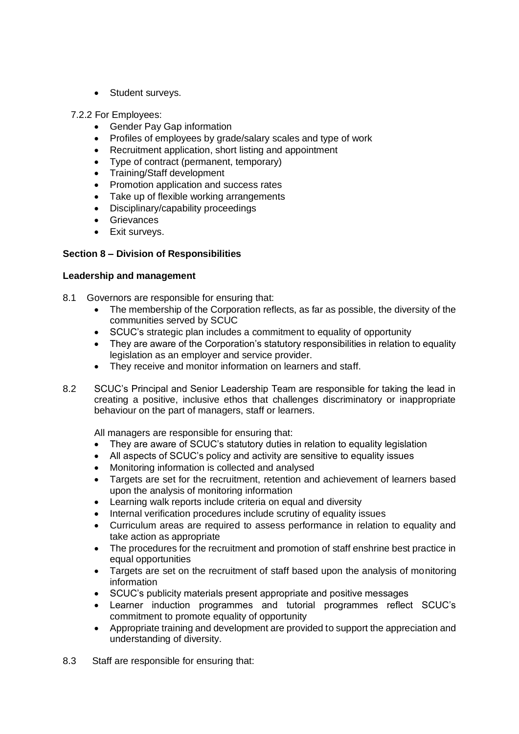- Student surveys.

7.2.2 For Employees:

- Gender Pay Gap information
- Profiles of employees by grade/salary scales and type of work
- Recruitment application, short listing and appointment
- Type of contract (permanent, temporary)
- Training/Staff development
- Promotion application and success rates
- Take up of flexible working arrangements
- Disciplinary/capability proceedings
- Grievances
- Exit surveys.

**Section 8 – Division of Responsibilities**

**Leadership and management**

8.1 Governors are responsible for ensuring that:

- The membership of the Corporation reflects, as far as possible, the diversity of the communities served by SCUC
- SCUC's strategic plan includes a commitment to equality of opportunity
- They are aware of the Corporation's statutory responsibilities in relation to equality legislation as an employer and service provider.
- They receive and monitor information on learners and staff.

8.2 SCUC's Principal and Senior Leadership Team are responsible for taking the lead in creating a positive, inclusive ethos that challenges discriminatory or inappropriate behaviour on the part of managers, staff or learners.

All managers are responsible for ensuring that:

- They are aware of SCUC's statutory duties in relation to equality legislation
- All aspects of SCUC's policy and activity are sensitive to equality issues
- Monitoring information is collected and analysed
- Targets are set for the recruitment, retention and achievement of learners based upon the analysis of monitoring information
- Learning walk reports include criteria on equal and diversity
- Internal verification procedures include scrutiny of equality issues
- Curriculum areas are required to assess performance in relation to equality and take action as appropriate
- The procedures for the recruitment and promotion of staff enshrine best practice in equal opportunities
- Targets are set on the recruitment of staff based upon the analysis of monitoring information
- SCUC's publicity materials present appropriate and positive messages
- Learner induction programmes and tutorial programmes reflect SCUC's commitment to promote equality of opportunity
- Appropriate training and development are provided to support the appreciation and understanding of diversity.

8.3 Staff are responsible for ensuring that: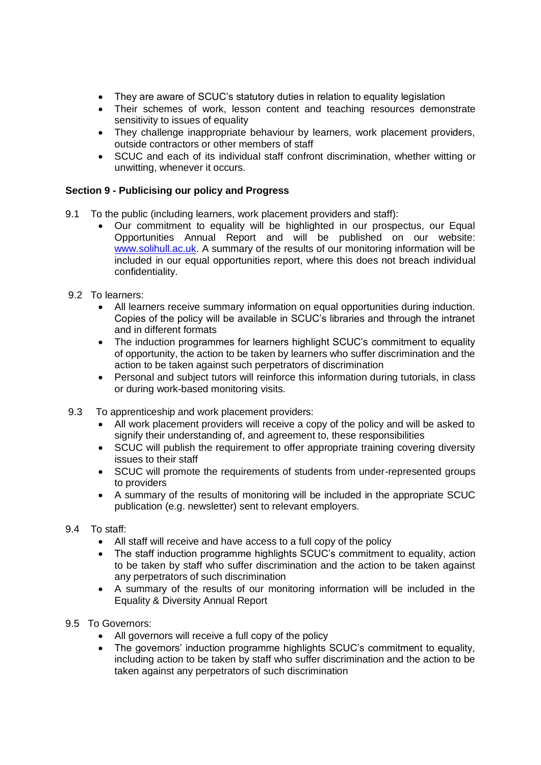- They are aware of SCUC's statutory duties in relation to equality legislation
- Their schemes of work, lesson content and teaching resources demonstrate sensitivity to issues of equality
- They challenge inappropriate behaviour by learners, work placement providers, outside contractors or other members of staff
- SCUC and each of its individual staff confront discrimination, whether witting or unwitting, whenever it occurs.

**Section 9 - Publicising our policy and Progress**

9.1 To the public (including learners, work placement providers and staff):

- Our commitment to equality will be highlighted in our prospectus, our Equal Opportunities Annual Report and will be published on our website: www.solihull.ac.uk. A summary of the results of our monitoring information will be included in our equal opportunities report, where this does not breach individual confidentiality.

9.2 To learners:

- All learners receive summary information on equal opportunities during induction. Copies of the policy will be available in SCUC's libraries and through the intranet and in different formats
- The induction programmes for learners highlight SCUC's commitment to equality of opportunity, the action to be taken by learners who suffer discrimination and the action to be taken against such perpetrators of discrimination
- Personal and subject tutors will reinforce this information during tutorials, in class or during work-based monitoring visits.

9.3 To apprenticeship and work placement providers:

- All work placement providers will receive a copy of the policy and will be asked to signify their understanding of, and agreement to, these responsibilities
- SCUC will publish the requirement to offer appropriate training covering diversity issues to their staff
- SCUC will promote the requirements of students from under-represented groups to providers
- A summary of the results of monitoring will be included in the appropriate SCUC publication (e.g. newsletter) sent to relevant employers.

9.4 To staff:

- All staff will receive and have access to a full copy of the policy
- The staff induction programme highlights SCUC's commitment to equality, action to be taken by staff who suffer discrimination and the action to be taken against any perpetrators of such discrimination
- A summary of the results of our monitoring information will be included in the Equality & Diversity Annual Report

9.5 To Governors:

- All governors will receive a full copy of the policy
- The governors' induction programme highlights SCUC's commitment to equality, including action to be taken by staff who suffer discrimination and the action to be taken against any perpetrators of such discrimination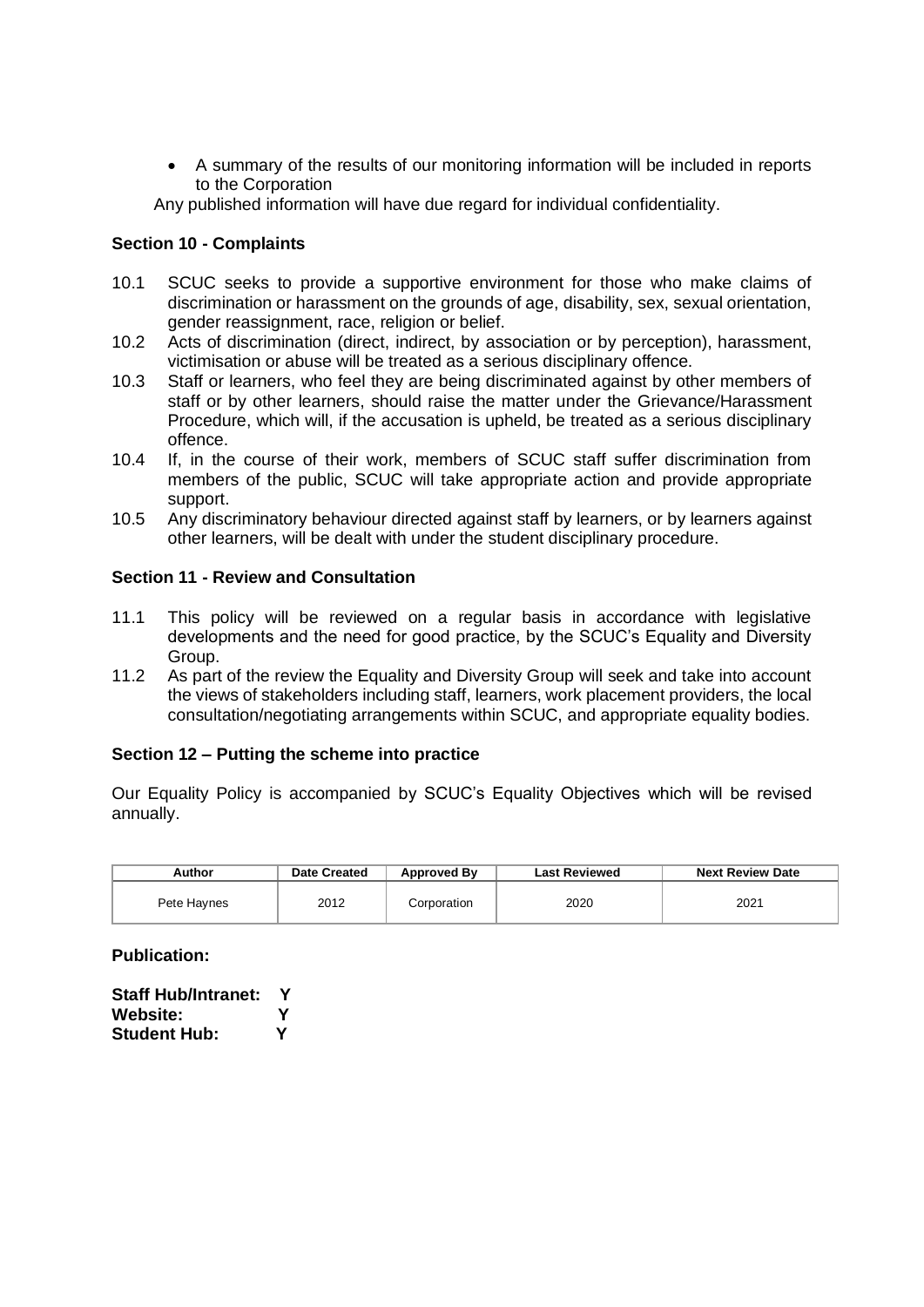- A summary of the results of our monitoring information will be included in reports to the Corporation

Any published information will have due regard for individual confidentiality.

**Section 10 - Complaints**

10.1 SCUC seeks to provide a supportive environment for those who make claims of discrimination or harassment on the grounds of age, disability, sex, sexual orientation, gender reassignment, race, religion or belief.

10.2 Acts of discrimination (direct, indirect, by association or by perception), harassment, victimisation or abuse will be treated as a serious disciplinary offence.

10.3 Staff or learners, who feel they are being discriminated against by other members of staff or by other learners, should raise the matter under the Grievance/Harassment Procedure, which will, if the accusation is upheld, be treated as a serious disciplinary offence.

10.4 If, in the course of their work, members of SCUC staff suffer discrimination from members of the public, SCUC will take appropriate action and provide appropriate support.

10.5 Any discriminatory behaviour directed against staff by learners, or by learners against other learners, will be dealt with under the student disciplinary procedure.

**Section 11 - Review and Consultation**

11.1 This policy will be reviewed on a regular basis in accordance with legislative developments and the need for good practice, by the SCUC's Equality and Diversity Group.

11.2 As part of the review the Equality and Diversity Group will seek and take into account the views of stakeholders including staff, learners, work placement providers, the local consultation/negotiating arrangements within SCUC, and appropriate equality bodies.

**Section 12 – Putting the scheme into practice**

Our Equality Policy is accompanied by SCUC's Equality Objectives which will be revised annually.

| Author | Date Created | Approved By | Last Reviewed | Next Review Date |
|---|---|---|---|---|
| Pete Haynes | 2012 | Corporation | 2020 | 2021 |

**Publication:**

**Staff Hub/Intranet: Y**
**Website: Y**
**Student Hub: Y**